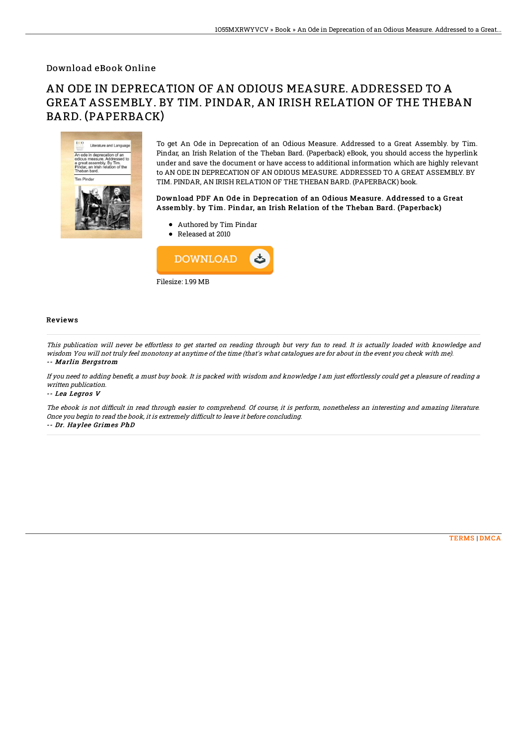Download eBook Online

# AN ODE IN DEPRECATION OF AN ODIOUS MEASURE. ADDRESSED TO A GREAT ASSEMBLY. BY TIM. PINDAR, AN IRISH RELATION OF THE THEBAN BARD. (PAPERBACK)

To get An Ode in Deprecation of an Odious Measure. Addressed to a Great Assembly. by Tim. Pindar, an Irish Relation of the Theban Bard. (Paperback) eBook, you should access the hyperlink under and save the document or have access to additional information which are highly relevant to AN ODE IN DEPRECATION OF AN ODIOUS MEASURE. ADDRESSED TO A GREAT ASSEMBLY. BY TIM. PINDAR, AN IRISH RELATION OF THE THEBAN BARD. (PAPERBACK) book.

### Download PDF An Ode in Deprecation of an Odious Measure. Addressed to a Great Assembly. by Tim. Pindar, an Irish Relation of the Theban Bard. (Paperback)

- Authored by Tim Pindar
- Released at 2010

Filesize: 1.99 MB

## Reviews

*This publication will never be effortless to get started on reading through but very fun to read. It is actually loaded with knowledge and wisdom You will not truly feel monotony at anytime of the time (that's what catalogues are for about in the event you check with me).*

*-- Marlin Bergstrom*

*If you need to adding benefit, a must buy book. It is packed with wisdom and knowledge I am just effortlessly could get a pleasure of reading a written publication.*

*-- Lea Legros V*

*The ebook is not difficult in read through easier to comprehend. Of course, it is perform, nonetheless an interesting and amazing literature. Once you begin to read the book, it is extremely difficult to leave it before concluding.*

*-- Dr. Haylee Grimes PhD*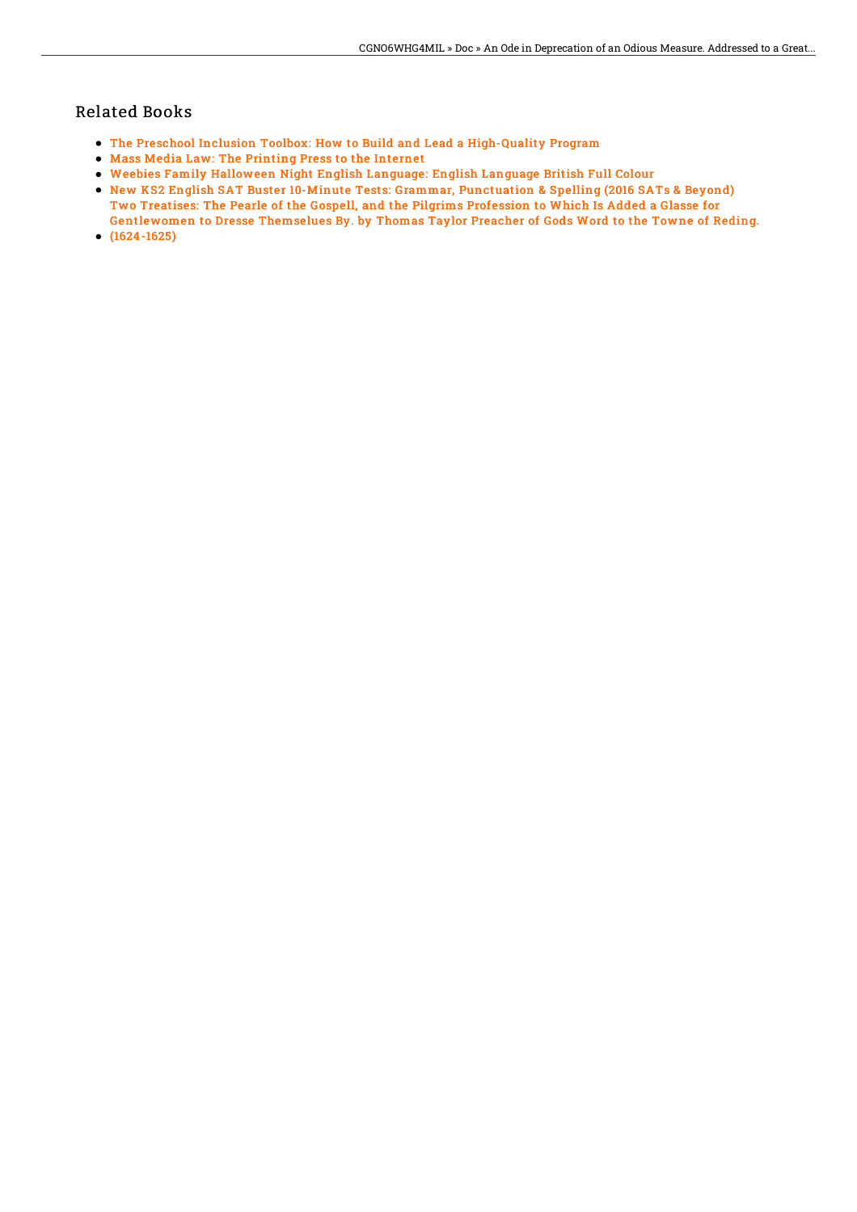## Related Books

- The Preschool Inclusion Toolbox: How to Build and Lead a High-Quality Program
- Mass Media Law: The Printing Press to the Internet
- Weebies Family Halloween Night English Language: English Language British Full Colour
- New KS2 English SAT Buster 10-Minute Tests: Grammar, Punctuation & Spelling (2016 SATs & Beyond)
- Two Treatises: The Pearle of the Gospell, and the Pilgrims Profession to Which Is Added a Glasse for Gentlewomen to Dresse Themselues By. by Thomas Taylor Preacher of Gods Word to the Towne of Reding. (1624-1625)